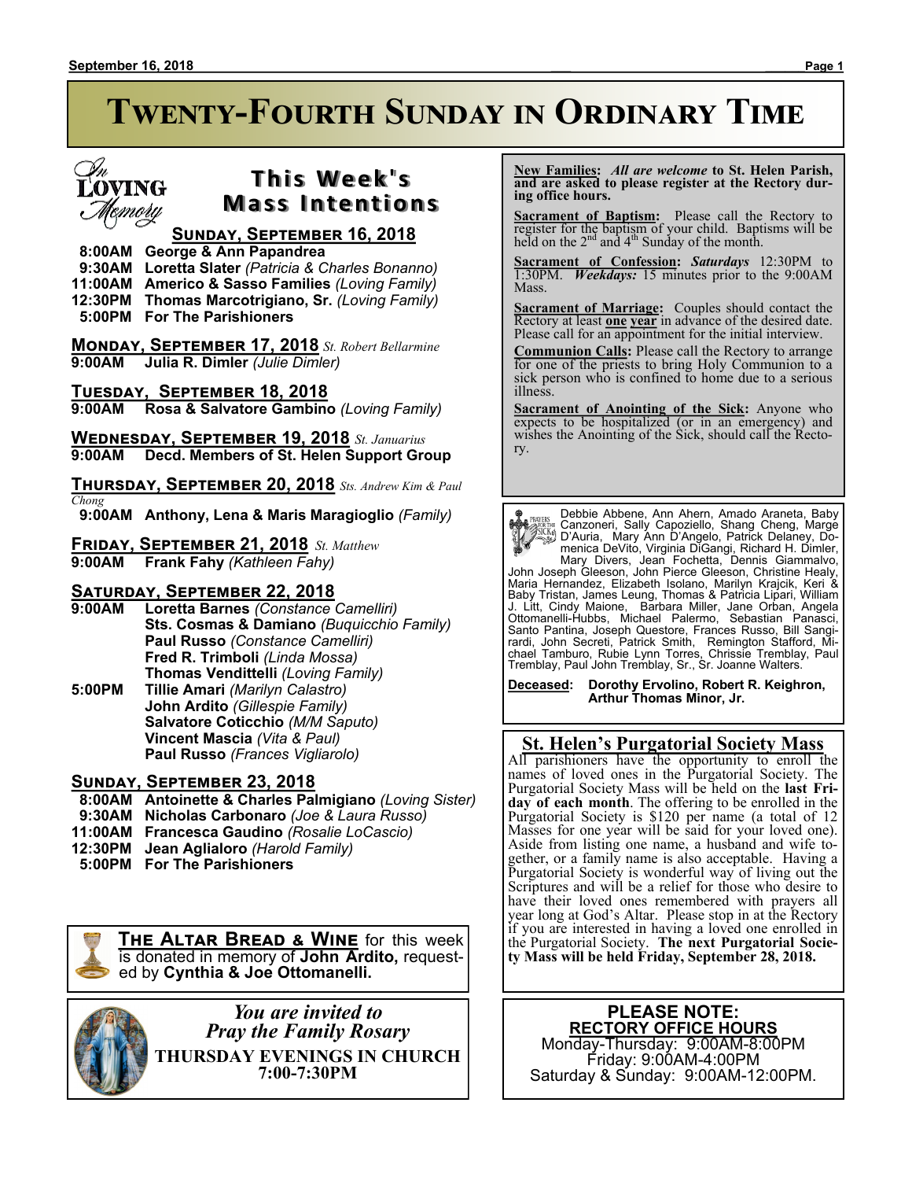# Twenty-Fourth Sunday in Ordinary Time

In Loving Memory

## This Week's Mass Intentions

### Sunday, September 16, 2018

**8:00AM** **George & Ann Papandrea**
**9:30AM** **Loretta Slater** *(Patricia & Charles Bonanno)*
**11:00AM** **Americo & Sasso Families** *(Loving Family)*
**12:30PM** **Thomas Marcotrigiano, Sr.** *(Loving Family)*
**5:00PM** **For The Parishioners**

### Monday, September 17, 2018 *St. Robert Bellarmine*

**9:00AM** **Julia R. Dimler** *(Julie Dimler)*

### Tuesday, September 18, 2018

**9:00AM** **Rosa & Salvatore Gambino** *(Loving Family)*

### Wednesday, September 19, 2018 *St. Januarius*

**9:00AM** **Decd. Members of St. Helen Support Group**

### Thursday, September 20, 2018 *Sts. Andrew Kim & Paul Chong*

**9:00AM** **Anthony, Lena & Maris Maragioglio** *(Family)*

### Friday, September 21, 2018 *St. Matthew*

**9:00AM** **Frank Fahy** *(Kathleen Fahy)*

### Saturday, September 22, 2018

**9:00AM** **Loretta Barnes** *(Constance Camelliri)*
**Sts. Cosmas & Damiano** *(Buquicchio Family)*
**Paul Russo** *(Constance Camelliri)*
**Fred R. Trimboli** *(Linda Mossa)*
**Thomas Vendittelli** *(Loving Family)*

**5:00PM** **Tillie Amari** *(Marilyn Calastro)*
**John Ardito** *(Gillespie Family)*
**Salvatore Coticchio** *(M/M Saputo)*
**Vincent Mascia** *(Vita & Paul)*
**Paul Russo** *(Frances Vigliarolo)*

### Sunday, September 23, 2018

**8:00AM** **Antoinette & Charles Palmigiano** *(Loving Sister)*
**9:30AM** **Nicholas Carbonaro** *(Joe & Laura Russo)*
**11:00AM** **Francesca Gaudino** *(Rosalie LoCascio)*
**12:30PM** **Jean Aglialoro** *(Harold Family)*
**5:00PM** **For The Parishioners**

**The Altar Bread & Wine** for this week is donated in memory of **John Ardito,** requested by **Cynthia & Joe Ottomanelli.**

*You are invited to*
*Pray the Family Rosary*
**THURSDAY EVENINGS IN CHURCH**
**7:00-7:30PM**

**New Families:** ***All are welcome*** **to St. Helen Parish, and are asked to please register at the Rectory during office hours.**

**Sacrament of Baptism:** Please call the Rectory to register for the baptism of your child. Baptisms will be held on the 2nd and 4th Sunday of the month.

**Sacrament of Confession:** ***Saturdays*** 12:30PM to 1:30PM. ***Weekdays:*** 15 minutes prior to the 9:00AM Mass.

**Sacrament of Marriage:** Couples should contact the Rectory at least **one year** in advance of the desired date. Please call for an appointment for the initial interview.

**Communion Calls:** Please call the Rectory to arrange for one of the priests to bring Holy Communion to a sick person who is confined to home due to a serious illness.

**Sacrament of Anointing of the Sick:** Anyone who expects to be hospitalized (or in an emergency) and wishes the Anointing of the Sick, should call the Rectory.

Prayers for the Sick

Debbie Abbene, Ann Ahern, Amado Araneta, Baby Canzoneri, Sally Capoziello, Shang Cheng, Marge D'Auria, Mary Ann D'Angelo, Patrick Delaney, Domenica DeVito, Virginia DiGangi, Richard H. Dimler, Mary Divers, Jean Fochetta, Dennis Giammalvo, John Joseph Gleeson, John Pierce Gleeson, Christine Healy, Maria Hernandez, Elizabeth Isolano, Marilyn Krajcik, Keri & Baby Tristan, James Leung, Thomas & Patricia Lipari, William J. Litt, Cindy Maione, Barbara Miller, Jane Orban, Angela Ottomanelli-Hubbs, Michael Palermo, Sebastian Panasci, Santo Pantina, Joseph Questore, Frances Russo, Bill Sangirardi, John Secreti, Patrick Smith, Remington Stafford, Michael Tamburo, Rubie Lynn Torres, Chrissie Tremblay, Paul Tremblay, Paul John Tremblay, Sr., Sr. Joanne Walters.

**Deceased:** **Dorothy Ervolino, Robert R. Keighron, Arthur Thomas Minor, Jr.**

## St. Helen's Purgatorial Society Mass

All parishioners have the opportunity to enroll the names of loved ones in the Purgatorial Society. The Purgatorial Society Mass will be held on the **last Friday of each month**. The offering to be enrolled in the Purgatorial Society is $120 per name (a total of 12 Masses for one year will be said for your loved one). Aside from listing one name, a husband and wife together, or a family name is also acceptable. Having a Purgatorial Society is wonderful way of living out the Scriptures and will be a relief for those who desire to have their loved ones remembered with prayers all year long at God's Altar. Please stop in at the Rectory if you are interested in having a loved one enrolled in the Purgatorial Society. **The next Purgatorial Society Mass will be held Friday, September 28, 2018.**

**PLEASE NOTE:**
**RECTORY OFFICE HOURS**
Monday-Thursday: 9:00AM-8:00PM
Friday: 9:00AM-4:00PM
Saturday & Sunday: 9:00AM-12:00PM.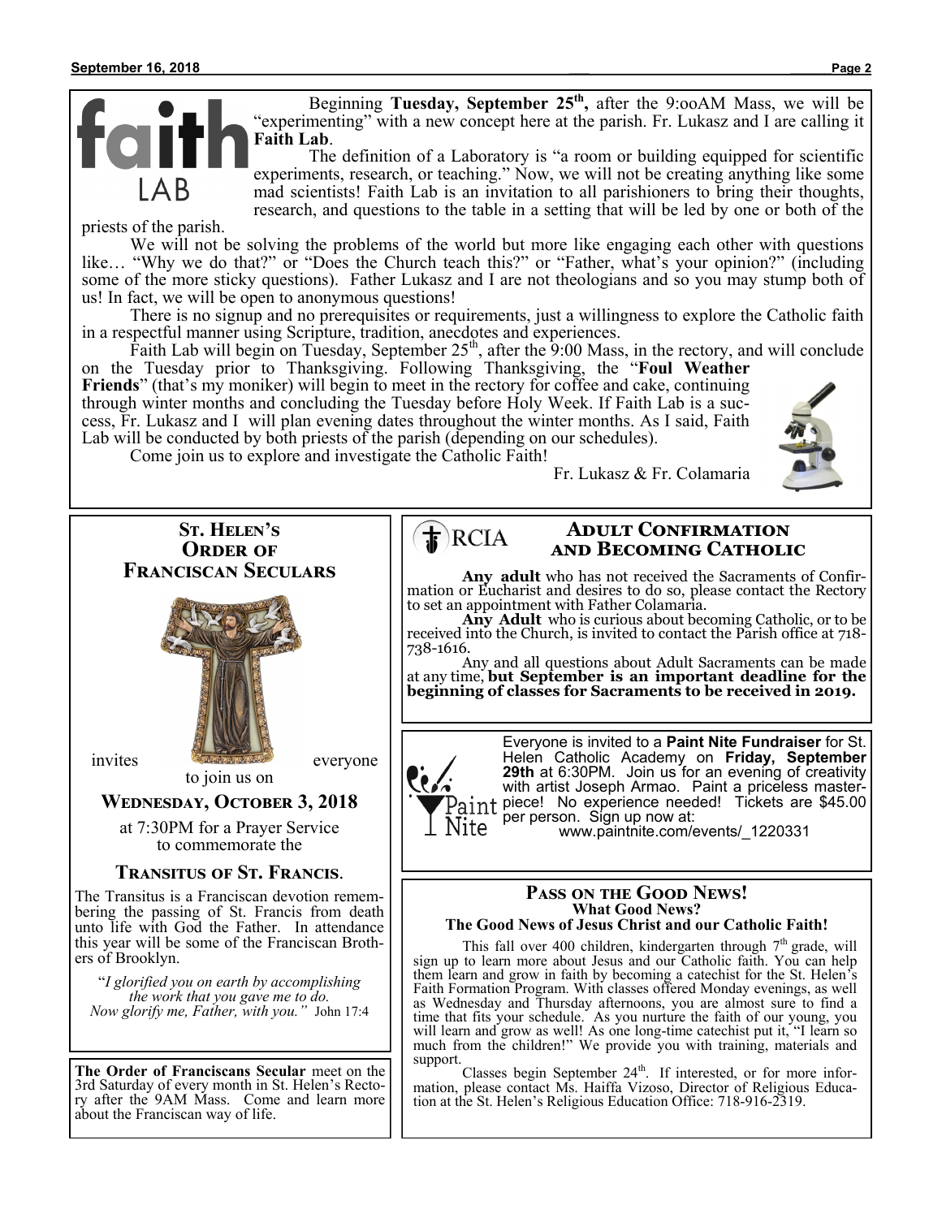# Faith Lab

Beginning **Tuesday, September 25th,** after the 9:ooAM Mass, we will be "experimenting" with a new concept here at the parish. Fr. Lukasz and I are calling it **Faith Lab**.

The definition of a Laboratory is "a room or building equipped for scientific experiments, research, or teaching." Now, we will not be creating anything like some mad scientists! Faith Lab is an invitation to all parishioners to bring their thoughts, research, and questions to the table in a setting that will be led by one or both of the priests of the parish.

We will not be solving the problems of the world but more like engaging each other with questions like… "Why we do that?" or "Does the Church teach this?" or "Father, what's your opinion?" (including some of the more sticky questions). Father Lukasz and I are not theologians and so you may stump both of us! In fact, we will be open to anonymous questions!

There is no signup and no prerequisites or requirements, just a willingness to explore the Catholic faith in a respectful manner using Scripture, tradition, anecdotes and experiences.

Faith Lab will begin on Tuesday, September 25th, after the 9:00 Mass, in the rectory, and will conclude on the Tuesday prior to Thanksgiving. Following Thanksgiving, the "**Foul Weather Friends**" (that's my moniker) will begin to meet in the rectory for coffee and cake, continuing through winter months and concluding the Tuesday before Holy Week. If Faith Lab is a success, Fr. Lukasz and I will plan evening dates throughout the winter months. As I said, Faith Lab will be conducted by both priests of the parish (depending on our schedules).

Come join us to explore and investigate the Catholic Faith!

Fr. Lukasz & Fr. Colamaria

## St. Helen's Order of Franciscan Seculars

invites everyone to join us on

### Wednesday, October 3, 2018

at 7:30PM for a Prayer Service to commemorate the

### Transitus of St. Francis.

The Transitus is a Franciscan devotion remembering the passing of St. Francis from death unto life with God the Father. In attendance this year will be some of the Franciscan Brothers of Brooklyn.

"*I glorified you on earth by accomplishing the work that you gave me to do. Now glorify me, Father, with you.*" John 17:4

**The Order of Franciscans Secular** meet on the 3rd Saturday of every month in St. Helen's Rectory after the 9AM Mass. Come and learn more about the Franciscan way of life.

## RCIA — Adult Confirmation and Becoming Catholic

**Any adult** who has not received the Sacraments of Confirmation or Eucharist and desires to do so, please contact the Rectory to set an appointment with Father Colamaria.

**Any Adult** who is curious about becoming Catholic, or to be received into the Church, is invited to contact the Parish office at 718-738-1616.

Any and all questions about Adult Sacraments can be made at any time, **but September is an important deadline for the beginning of classes for Sacraments to be received in 2019.**

## Paint Nite

Everyone is invited to a **Paint Nite Fundraiser** for St. Helen Catholic Academy on **Friday, September 29th** at 6:30PM. Join us for an evening of creativity with artist Joseph Armao. Paint a priceless masterpiece! No experience needed! Tickets are $45.00 per person. Sign up now at:

www.paintnite.com/events/_1220331

## Pass on the Good News!

**What Good News?**

**The Good News of Jesus Christ and our Catholic Faith!**

This fall over 400 children, kindergarten through 7th grade, will sign up to learn more about Jesus and our Catholic faith. You can help them learn and grow in faith by becoming a catechist for the St. Helen's Faith Formation Program. With classes offered Monday evenings, as well as Wednesday and Thursday afternoons, you are almost sure to find a time that fits your schedule. As you nurture the faith of our young, you will learn and grow as well! As one long-time catechist put it, "I learn so much from the children!" We provide you with training, materials and support.

Classes begin September 24th. If interested, or for more information, please contact Ms. Haiffa Vizoso, Director of Religious Education at the St. Helen's Religious Education Office: 718-916-2319.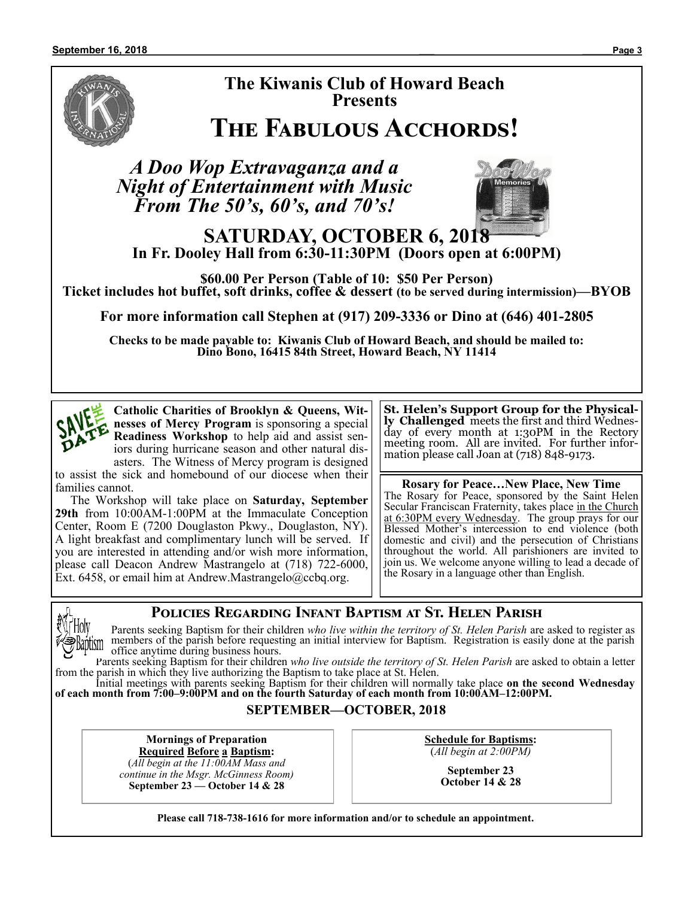## The Kiwanis Club of Howard Beach Presents

# The Fabulous Acchords!

***A Doo Wop Extravaganza and a Night of Entertainment with Music From The 50's, 60's, and 70's!***

## SATURDAY, OCTOBER 6, 2018

**In Fr. Dooley Hall from 6:30-11:30PM (Doors open at 6:00PM)**

**$60.00 Per Person (Table of 10: $50 Per Person)**

**Ticket includes hot buffet, soft drinks, coffee & dessert (to be served during intermission)—BYOB**

**For more information call Stephen at (917) 209-3336 or Dino at (646) 401-2805**

**Checks to be made payable to: Kiwanis Club of Howard Beach, and should be mailed to: Dino Bono, 16415 84th Street, Howard Beach, NY 11414**

---

SAVE THE DATE

**Catholic Charities of Brooklyn & Queens, Witnesses of Mercy Program** is sponsoring a special **Readiness Workshop** to help aid and assist seniors during hurricane season and other natural disasters. The Witness of Mercy program is designed to assist the sick and homebound of our diocese when their families cannot.

The Workshop will take place on **Saturday, September 29th** from 10:00AM-1:00PM at the Immaculate Conception Center, Room E (7200 Douglaston Pkwy., Douglaston, NY). A light breakfast and complimentary lunch will be served. If you are interested in attending and/or wish more information, please call Deacon Andrew Mastrangelo at (718) 722-6000, Ext. 6458, or email him at Andrew.Mastrangelo@ccbq.org.

---

**St. Helen's Support Group for the Physically Challenged** meets the first and third Wednesday of every month at 1:30PM in the Rectory meeting room. All are invited. For further information please call Joan at (718) 848-9173.

---

**Rosary for Peace…New Place, New Time**

The Rosary for Peace, sponsored by the Saint Helen Secular Franciscan Fraternity, takes place in the Church at 6:30PM every Wednesday. The group prays for our Blessed Mother's intercession to end violence (both domestic and civil) and the persecution of Christians throughout the world. All parishioners are invited to join us. We welcome anyone willing to lead a decade of the Rosary in a language other than English.

---

## Policies Regarding Infant Baptism at St. Helen Parish

Parents seeking Baptism for their children *who live within the territory of St. Helen Parish* are asked to register as members of the parish before requesting an initial interview for Baptism. Registration is easily done at the parish office anytime during business hours.

Parents seeking Baptism for their children *who live outside the territory of St. Helen Parish* are asked to obtain a letter from the parish in which they live authorizing the Baptism to take place at St. Helen.

Initial meetings with parents seeking Baptism for their children will normally take place **on the second Wednesday of each month from 7:00–9:00PM and on the fourth Saturday of each month from 10:00AM–12:00PM.**

### SEPTEMBER—OCTOBER, 2018

**Mornings of Preparation Required Before a Baptism:**
(*All begin at the 11:00AM Mass and continue in the Msgr. McGinness Room)*
**September 23 — October 14 & 28**

**Schedule for Baptisms:**
(*All begin at 2:00PM)*
**September 23**
**October 14 & 28**

**Please call 718-738-1616 for more information and/or to schedule an appointment.**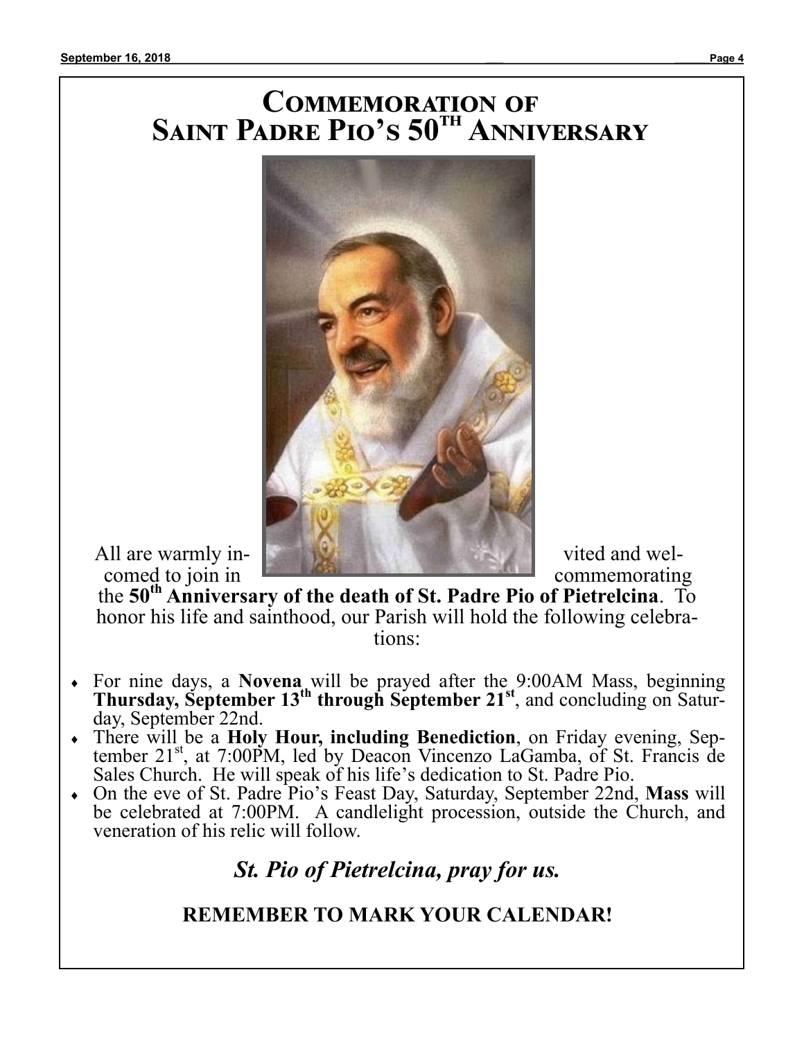# Commemoration of Saint Padre Pio's 50th Anniversary

All are warmly invited and welcomed to join in commemorating the **50th Anniversary of the death of St. Padre Pio of Pietrelcina**. To honor his life and sainthood, our Parish will hold the following celebrations:

- For nine days, a **Novena** will be prayed after the 9:00AM Mass, beginning **Thursday, September 13th through September 21st**, and concluding on Saturday, September 22nd.
- There will be a **Holy Hour, including Benediction**, on Friday evening, September 21st, at 7:00PM, led by Deacon Vincenzo LaGamba, of St. Francis de Sales Church. He will speak of his life's dedication to St. Padre Pio.
- On the eve of St. Padre Pio's Feast Day, Saturday, September 22nd, **Mass** will be celebrated at 7:00PM. A candlelight procession, outside the Church, and veneration of his relic will follow.

***St. Pio of Pietrelcina, pray for us.***

**REMEMBER TO MARK YOUR CALENDAR!**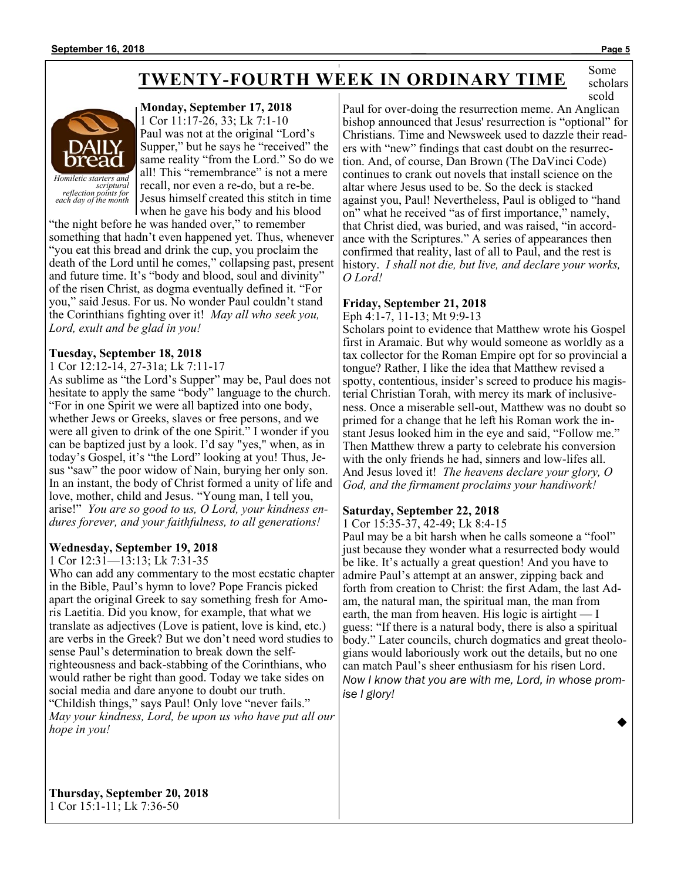# TWENTY-FOURTH WEEK IN ORDINARY TIME

DAILY bread

*Homiletic starters and scriptural reflection points for each day of the month*

**Monday, September 17, 2018**

1 Cor 11:17-26, 33; Lk 7:1-10

Paul was not at the original "Lord's Supper," but he says he "received" the same reality "from the Lord." So do we all! This "remembrance" is not a mere recall, nor even a re-do, but a re-be. Jesus himself created this stitch in time when he gave his body and his blood "the night before he was handed over," to remember something that hadn't even happened yet. Thus, whenever "you eat this bread and drink the cup, you proclaim the death of the Lord until he comes," collapsing past, present and future time. It's "body and blood, soul and divinity" of the risen Christ, as dogma eventually defined it. "For you," said Jesus. For us. No wonder Paul couldn't stand the Corinthians fighting over it! *May all who seek you, Lord, exult and be glad in you!*

**Tuesday, September 18, 2018**

1 Cor 12:12-14, 27-31a; Lk 7:11-17

As sublime as "the Lord's Supper" may be, Paul does not hesitate to apply the same "body" language to the church. "For in one Spirit we were all baptized into one body, whether Jews or Greeks, slaves or free persons, and we were all given to drink of the one Spirit." I wonder if you can be baptized just by a look. I'd say "yes," when, as in today's Gospel, it's "the Lord" looking at you! Thus, Jesus "saw" the poor widow of Nain, burying her only son. In an instant, the body of Christ formed a unity of life and love, mother, child and Jesus. "Young man, I tell you, arise!" *You are so good to us, O Lord, your kindness endures forever, and your faithfulness, to all generations!*

**Wednesday, September 19, 2018**

1 Cor 12:31—13:13; Lk 7:31-35

Who can add any commentary to the most ecstatic chapter in the Bible, Paul's hymn to love? Pope Francis picked apart the original Greek to say something fresh for Amoris Laetitia. Did you know, for example, that what we translate as adjectives (Love is patient, love is kind, etc.) are verbs in the Greek? But we don't need word studies to sense Paul's determination to break down the self-righteousness and back-stabbing of the Corinthians, who would rather be right than good. Today we take sides on social media and dare anyone to doubt our truth. "Childish things," says Paul! Only love "never fails." *May your kindness, Lord, be upon us who have put all our hope in you!*

**Thursday, September 20, 2018**

1 Cor 15:1-11; Lk 7:36-50

Some scholars scold Paul for over-doing the resurrection meme. An Anglican bishop announced that Jesus' resurrection is "optional" for Christians. Time and Newsweek used to dazzle their readers with "new" findings that cast doubt on the resurrection. And, of course, Dan Brown (The DaVinci Code) continues to crank out novels that install science on the altar where Jesus used to be. So the deck is stacked against you, Paul! Nevertheless, Paul is obliged to "hand on" what he received "as of first importance," namely, that Christ died, was buried, and was raised, "in accordance with the Scriptures." A series of appearances then confirmed that reality, last of all to Paul, and the rest is history. *I shall not die, but live, and declare your works, O Lord!*

**Friday, September 21, 2018**

Eph 4:1-7, 11-13; Mt 9:9-13

Scholars point to evidence that Matthew wrote his Gospel first in Aramaic. But why would someone as worldly as a tax collector for the Roman Empire opt for so provincial a tongue? Rather, I like the idea that Matthew revised a spotty, contentious, insider's screed to produce his magisterial Christian Torah, with mercy its mark of inclusiveness. Once a miserable sell-out, Matthew was no doubt so primed for a change that he left his Roman work the instant Jesus looked him in the eye and said, "Follow me." Then Matthew threw a party to celebrate his conversion with the only friends he had, sinners and low-lifes all. And Jesus loved it! *The heavens declare your glory, O God, and the firmament proclaims your handiwork!*

**Saturday, September 22, 2018**

1 Cor 15:35-37, 42-49; Lk 8:4-15

Paul may be a bit harsh when he calls someone a "fool" just because they wonder what a resurrected body would be like. It's actually a great question! And you have to admire Paul's attempt at an answer, zipping back and forth from creation to Christ: the first Adam, the last Adam, the natural man, the spiritual man, the man from earth, the man from heaven. His logic is airtight — I guess: "If there is a natural body, there is also a spiritual body." Later councils, church dogmatics and great theologians would laboriously work out the details, but no one can match Paul's sheer enthusiasm for his risen Lord. *Now I know that you are with me, Lord, in whose promise I glory!*

◆